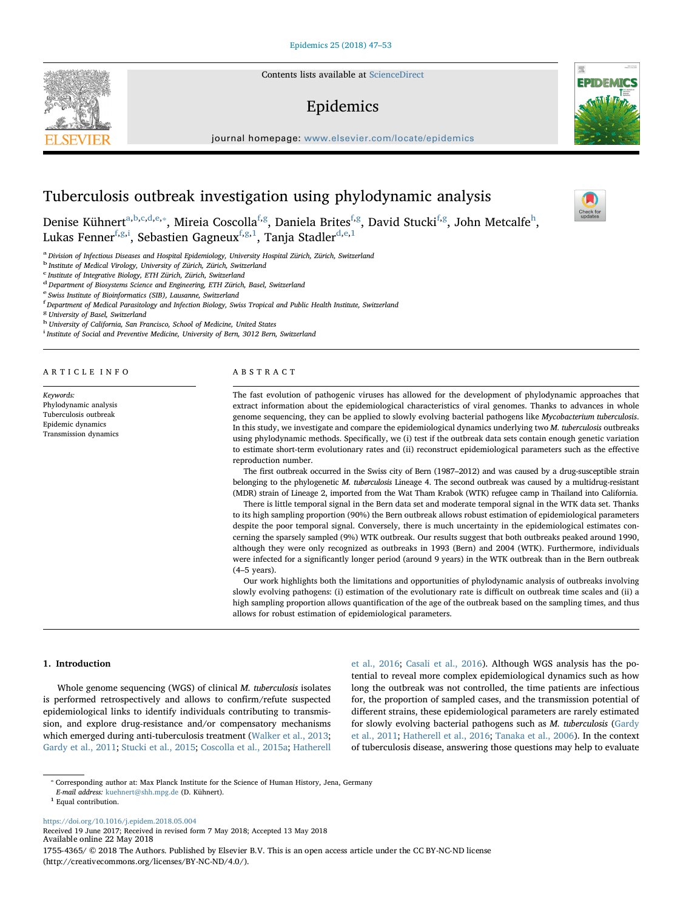# Tuberculosis outbreak investigation using phylodynamic analysis

Denise Kühnert[a,b,c,d,e,*], Mireia Coscolla[f,g], Daniela Brites[f,g], David Stucki[f,g], John Metcalfe[h], Lukas Fenner[f,g,i], Sebastien Gagneux[f,g,1], Tanja Stadler[d,e,1]

[a] Division of Infectious Diseases and Hospital Epidemiology, University Hospital Zürich, Zürich, Switzerland
[b] Institute of Medical Virology, University of Zürich, Zürich, Switzerland
[c] Institute of Integrative Biology, ETH Zürich, Zürich, Switzerland
[d] Department of Biosystems Science and Engineering, ETH Zürich, Basel, Switzerland
[e] Swiss Institute of Bioinformatics (SIB), Lausanne, Switzerland
[f] Department of Medical Parasitology and Infection Biology, Swiss Tropical and Public Health Institute, Switzerland
[g] University of Basel, Switzerland
[h] University of California, San Francisco, School of Medicine, United States
[i] Institute of Social and Preventive Medicine, University of Bern, 3012 Bern, Switzerland

## ARTICLE INFO

*Keywords:*
Phylodynamic analysis
Tuberculosis outbreak
Epidemic dynamics
Transmission dynamics

## ABSTRACT

The fast evolution of pathogenic viruses has allowed for the development of phylodynamic approaches that extract information about the epidemiological characteristics of viral genomes. Thanks to advances in whole genome sequencing, they can be applied to slowly evolving bacterial pathogens like *Mycobacterium tuberculosis*. In this study, we investigate and compare the epidemiological dynamics underlying two *M. tuberculosis* outbreaks using phylodynamic methods. Specifically, we (i) test if the outbreak data sets contain enough genetic variation to estimate short-term evolutionary rates and (ii) reconstruct epidemiological parameters such as the effective reproduction number.

The first outbreak occurred in the Swiss city of Bern (1987–2012) and was caused by a drug-susceptible strain belonging to the phylogenetic *M. tuberculosis* Lineage 4. The second outbreak was caused by a multidrug-resistant (MDR) strain of Lineage 2, imported from the Wat Tham Krabok (WTK) refugee camp in Thailand into California.

There is little temporal signal in the Bern data set and moderate temporal signal in the WTK data set. Thanks to its high sampling proportion (90%) the Bern outbreak allows robust estimation of epidemiological parameters despite the poor temporal signal. Conversely, there is much uncertainty in the epidemiological estimates concerning the sparsely sampled (9%) WTK outbreak. Our results suggest that both outbreaks peaked around 1990, although they were only recognized as outbreaks in 1993 (Bern) and 2004 (WTK). Furthermore, individuals were infected for a significantly longer period (around 9 years) in the WTK outbreak than in the Bern outbreak (4–5 years).

Our work highlights both the limitations and opportunities of phylodynamic analysis of outbreaks involving slowly evolving pathogens: (i) estimation of the evolutionary rate is difficult on outbreak time scales and (ii) a high sampling proportion allows quantification of the age of the outbreak based on the sampling times, and thus allows for robust estimation of epidemiological parameters.

## 1. Introduction

Whole genome sequencing (WGS) of clinical *M. tuberculosis* isolates is performed retrospectively and allows to confirm/refute suspected epidemiological links to identify individuals contributing to transmission, and explore drug-resistance and/or compensatory mechanisms which emerged during anti-tuberculosis treatment (Walker et al., 2013; Gardy et al., 2011; Stucki et al., 2015; Coscolla et al., 2015a; Hatherell et al., 2016; Casali et al., 2016). Although WGS analysis has the potential to reveal more complex epidemiological dynamics such as how long the outbreak was not controlled, the time patients are infectious for, the proportion of sampled cases, and the transmission potential of different strains, these epidemiological parameters are rarely estimated for slowly evolving bacterial pathogens such as *M. tuberculosis* (Gardy et al., 2011; Hatherell et al., 2016; Tanaka et al., 2006). In the context of tuberculosis disease, answering those questions may help to evaluate

\* Corresponding author at: Max Planck Institute for the Science of Human History, Jena, Germany
*E-mail address:* kuehnert@shh.mpg.de (D. Kühnert).
[1] Equal contribution.

https://doi.org/10.1016/j.epidem.2018.05.004
Received 19 June 2017; Received in revised form 7 May 2018; Accepted 13 May 2018
Available online 22 May 2018
1755-4365/ © 2018 The Authors. Published by Elsevier B.V. This is an open access article under the CC BY-NC-ND license (http://creativecommons.org/licenses/BY-NC-ND/4.0/).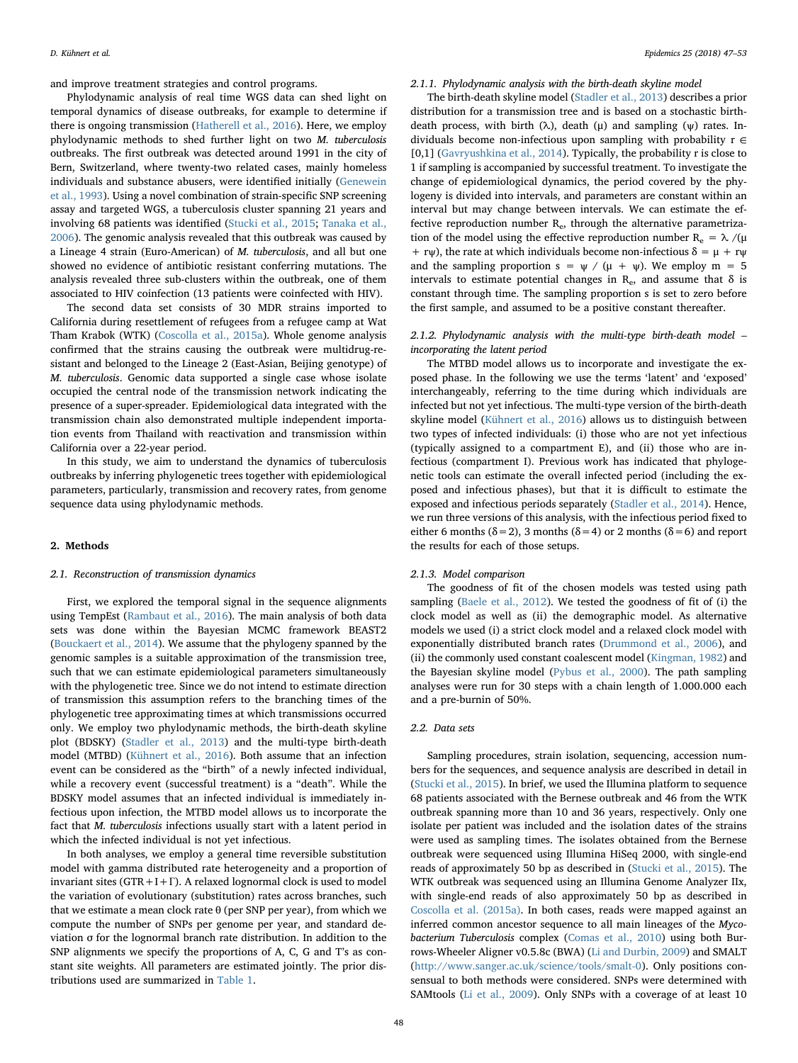and improve treatment strategies and control programs.

Phylodynamic analysis of real time WGS data can shed light on temporal dynamics of disease outbreaks, for example to determine if there is ongoing transmission (Hatherell et al., 2016). Here, we employ phylodynamic methods to shed further light on two *M. tuberculosis* outbreaks. The first outbreak was detected around 1991 in the city of Bern, Switzerland, where twenty-two related cases, mainly homeless individuals and substance abusers, were identified initially (Genewein et al., 1993). Using a novel combination of strain-specific SNP screening assay and targeted WGS, a tuberculosis cluster spanning 21 years and involving 68 patients was identified (Stucki et al., 2015; Tanaka et al., 2006). The genomic analysis revealed that this outbreak was caused by a Lineage 4 strain (Euro-American) of *M. tuberculosis*, and all but one showed no evidence of antibiotic resistant conferring mutations. The analysis revealed three sub-clusters within the outbreak, one of them associated to HIV coinfection (13 patients were coinfected with HIV).

The second data set consists of 30 MDR strains imported to California during resettlement of refugees from a refugee camp at Wat Tham Krabok (WTK) (Coscolla et al., 2015a). Whole genome analysis confirmed that the strains causing the outbreak were multidrug-resistant and belonged to the Lineage 2 (East-Asian, Beijing genotype) of *M. tuberculosis*. Genomic data supported a single case whose isolate occupied the central node of the transmission network indicating the presence of a super-spreader. Epidemiological data integrated with the transmission chain also demonstrated multiple independent importation events from Thailand with reactivation and transmission within California over a 22-year period.

In this study, we aim to understand the dynamics of tuberculosis outbreaks by inferring phylogenetic trees together with epidemiological parameters, particularly, transmission and recovery rates, from genome sequence data using phylodynamic methods.

## 2. Methods

### 2.1. Reconstruction of transmission dynamics

First, we explored the temporal signal in the sequence alignments using TempEst (Rambaut et al., 2016). The main analysis of both data sets was done within the Bayesian MCMC framework BEAST2 (Bouckaert et al., 2014). We assume that the phylogeny spanned by the genomic samples is a suitable approximation of the transmission tree, such that we can estimate epidemiological parameters simultaneously with the phylogenetic tree. Since we do not intend to estimate direction of transmission this assumption refers to the branching times of the phylogenetic tree approximating times at which transmissions occurred only. We employ two phylodynamic methods, the birth-death skyline plot (BDSKY) (Stadler et al., 2013) and the multi-type birth-death model (MTBD) (Kühnert et al., 2016). Both assume that an infection event can be considered as the "birth" of a newly infected individual, while a recovery event (successful treatment) is a "death". While the BDSKY model assumes that an infected individual is immediately infectious upon infection, the MTBD model allows us to incorporate the fact that *M. tuberculosis* infections usually start with a latent period in which the infected individual is not yet infectious.

In both analyses, we employ a general time reversible substitution model with gamma distributed rate heterogeneity and a proportion of invariant sites (GTR + I + Γ). A relaxed lognormal clock is used to model the variation of evolutionary (substitution) rates across branches, such that we estimate a mean clock rate θ (per SNP per year), from which we compute the number of SNPs per genome per year, and standard deviation σ for the lognormal branch rate distribution. In addition to the SNP alignments we specify the proportions of A, C, G and T's as constant site weights. All parameters are estimated jointly. The prior distributions used are summarized in Table 1.

#### 2.1.1. Phylodynamic analysis with the birth-death skyline model

The birth-death skyline model (Stadler et al., 2013) describes a prior distribution for a transmission tree and is based on a stochastic birth-death process, with birth (λ), death (μ) and sampling (ψ) rates. Individuals become non-infectious upon sampling with probability $r \in [0,1]$ (Gavryushkina et al., 2014). Typically, the probability r is close to 1 if sampling is accompanied by successful treatment. To investigate the change of epidemiological dynamics, the period covered by the phylogeny is divided into intervals, and parameters are constant within an interval but may change between intervals. We can estimate the effective reproduction number $R_e$, through the alternative parametrization of the model using the effective reproduction number $R_e = \lambda / (\mu + r\psi)$, the rate at which individuals become non-infectious $\delta = \mu + r\psi$ and the sampling proportion $s = \psi / (\mu + \psi)$. We employ $m = 5$ intervals to estimate potential changes in $R_e$, and assume that δ is constant through time. The sampling proportion s is set to zero before the first sample, and assumed to be a positive constant thereafter.

#### 2.1.2. Phylodynamic analysis with the multi-type birth-death model – incorporating the latent period

The MTBD model allows us to incorporate and investigate the exposed phase. In the following we use the terms 'latent' and 'exposed' interchangeably, referring to the time during which individuals are infected but not yet infectious. The multi-type version of the birth-death skyline model (Kühnert et al., 2016) allows us to distinguish between two types of infected individuals: (i) those who are not yet infectious (typically assigned to a compartment E), and (ii) those who are infectious (compartment I). Previous work has indicated that phylogenetic tools can estimate the overall infected period (including the exposed and infectious phases), but that it is difficult to estimate the exposed and infectious periods separately (Stadler et al., 2014). Hence, we run three versions of this analysis, with the infectious period fixed to either 6 months ($\delta = 2$), 3 months ($\delta = 4$) or 2 months ($\delta = 6$) and report the results for each of those setups.

#### 2.1.3. Model comparison

The goodness of fit of the chosen models was tested using path sampling (Baele et al., 2012). We tested the goodness of fit of (i) the clock model as well as (ii) the demographic model. As alternative models we used (i) a strict clock model and a relaxed clock model with exponentially distributed branch rates (Drummond et al., 2006), and (ii) the commonly used constant coalescent model (Kingman, 1982) and the Bayesian skyline model (Pybus et al., 2000). The path sampling analyses were run for 30 steps with a chain length of 1.000.000 each and a pre-burnin of 50%.

### 2.2. Data sets

Sampling procedures, strain isolation, sequencing, accession numbers for the sequences, and sequence analysis are described in detail in (Stucki et al., 2015). In brief, we used the Illumina platform to sequence 68 patients associated with the Bernese outbreak and 46 from the WTK outbreak spanning more than 10 and 36 years, respectively. Only one isolate per patient was included and the isolation dates of the strains were used as sampling times. The isolates obtained from the Bernese outbreak were sequenced using Illumina HiSeq 2000, with single-end reads of approximately 50 bp as described in (Stucki et al., 2015). The WTK outbreak was sequenced using an Illumina Genome Analyzer IIx, with single-end reads of also approximately 50 bp as described in Coscolla et al. (2015a). In both cases, reads were mapped against an inferred common ancestor sequence to all main lineages of the *Mycobacterium Tuberculosis* complex (Comas et al., 2010) using both Burrows-Wheeler Aligner v0.5.8c (BWA) (Li and Durbin, 2009) and SMALT (http://www.sanger.ac.uk/science/tools/smalt-0). Only positions consensual to both methods were considered. SNPs were determined with SAMtools (Li et al., 2009). Only SNPs with a coverage of at least 10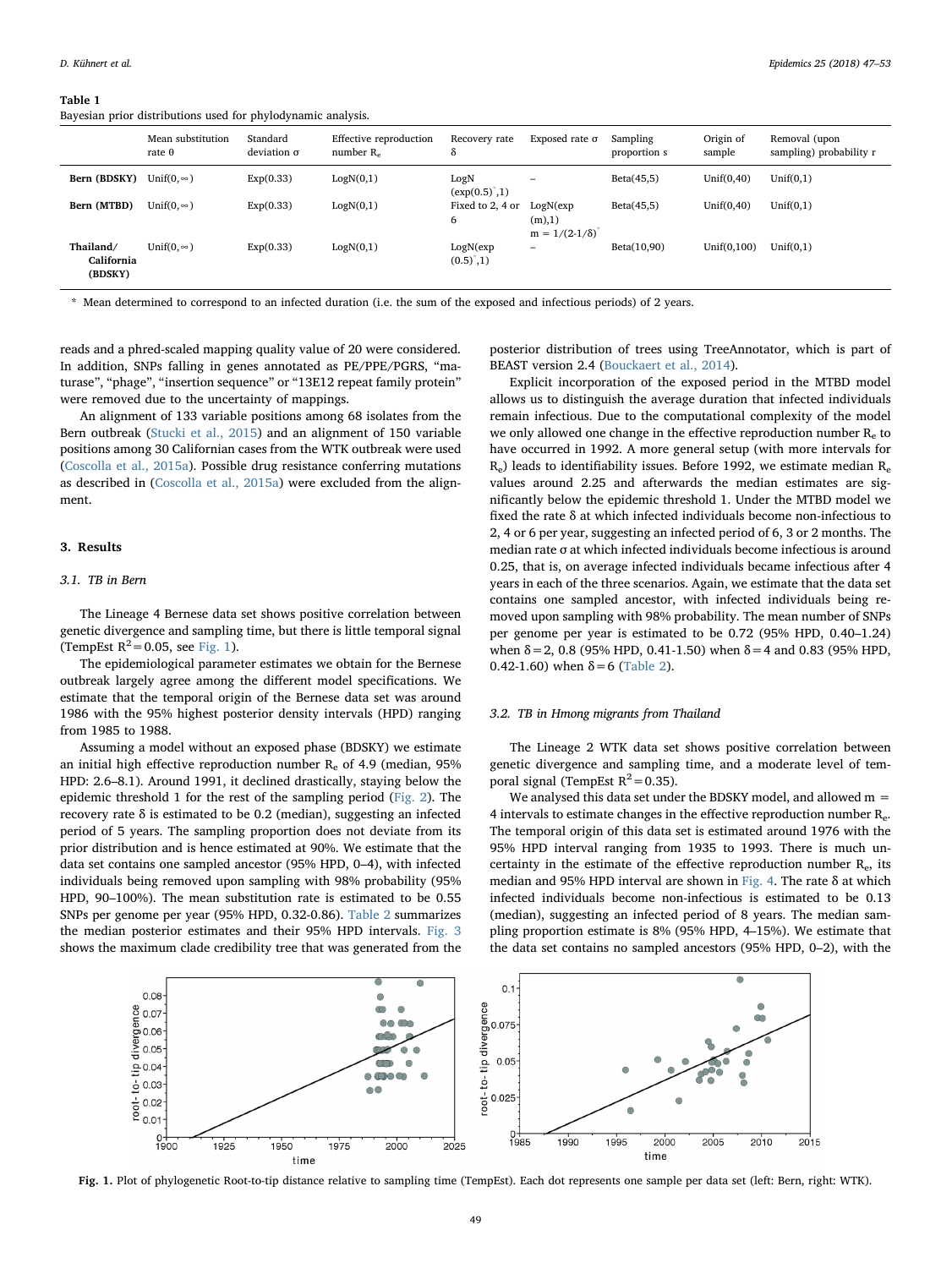**Table 1**
Bayesian prior distributions used for phylodynamic analysis.

| | Mean substitution rate θ | Standard deviation σ | Effective reproduction number $R_e$ | Recovery rate δ | Exposed rate σ | Sampling proportion s | Origin of sample | Removal (upon sampling) probability r |
|---|---|---|---|---|---|---|---|---|
| **Bern (BDSKY)** | Unif(0,∞) | Exp(0.33) | LogN(0,1) | LogN (exp(0.5)*,1) | – | Beta(45,5) | Unif(0,40) | Unif(0,1) |
| **Bern (MTBD)** | Unif(0,∞) | Exp(0.33) | LogN(0,1) | Fixed to 2, 4 or 6 | LogN(exp (m),1) m = 1/(2-1/δ)* | Beta(45,5) | Unif(0,40) | Unif(0,1) |
| **Thailand/ California (BDSKY)** | Unif(0,∞) | Exp(0.33) | LogN(0,1) | LogN(exp (0.5)*,1) | – | Beta(10,90) | Unif(0,100) | Unif(0,1) |

\* Mean determined to correspond to an infected duration (i.e. the sum of the exposed and infectious periods) of 2 years.

reads and a phred-scaled mapping quality value of 20 were considered. In addition, SNPs falling in genes annotated as PE/PPE/PGRS, "maturase", "phage", "insertion sequence" or "13E12 repeat family protein" were removed due to the uncertainty of mappings.

An alignment of 133 variable positions among 68 isolates from the Bern outbreak (Stucki et al., 2015) and an alignment of 150 variable positions among 30 Californian cases from the WTK outbreak were used (Coscolla et al., 2015a). Possible drug resistance conferring mutations as described in (Coscolla et al., 2015a) were excluded from the alignment.

## 3. Results

### 3.1. TB in Bern

The Lineage 4 Bernese data set shows positive correlation between genetic divergence and sampling time, but there is little temporal signal (TempEst $R^2 = 0.05$, see Fig. 1).

The epidemiological parameter estimates we obtain for the Bernese outbreak largely agree among the different model specifications. We estimate that the temporal origin of the Bernese data set was around 1986 with the 95% highest posterior density intervals (HPD) ranging from 1985 to 1988.

Assuming a model without an exposed phase (BDSKY) we estimate an initial high effective reproduction number $R_e$ of 4.9 (median, 95% HPD: 2.6–8.1). Around 1991, it declined drastically, staying below the epidemic threshold 1 for the rest of the sampling period (Fig. 2). The recovery rate δ is estimated to be 0.2 (median), suggesting an infected period of 5 years. The sampling proportion does not deviate from its prior distribution and is hence estimated at 90%. We estimate that the data set contains one sampled ancestor (95% HPD, 0–4), with infected individuals being removed upon sampling with 98% probability (95% HPD, 90–100%). The mean substitution rate is estimated to be 0.55 SNPs per genome per year (95% HPD, 0.32-0.86). Table 2 summarizes the median posterior estimates and their 95% HPD intervals. Fig. 3 shows the maximum clade credibility tree that was generated from the posterior distribution of trees using TreeAnnotator, which is part of BEAST version 2.4 (Bouckaert et al., 2014).

Explicit incorporation of the exposed period in the MTBD model allows us to distinguish the average duration that infected individuals remain infectious. Due to the computational complexity of the model we only allowed one change in the effective reproduction number $R_e$ to have occurred in 1992. A more general setup (with more intervals for $R_e$) leads to identifiability issues. Before 1992, we estimate median $R_e$ values around 2.25 and afterwards the median estimates are significantly below the epidemic threshold 1. Under the MTBD model we fixed the rate δ at which infected individuals become non-infectious to 2, 4 or 6 per year, suggesting an infected period of 6, 3 or 2 months. The median rate σ at which infected individuals become infectious is around 0.25, that is, on average infected individuals became infectious after 4 years in each of the three scenarios. Again, we estimate that the data set contains one sampled ancestor, with infected individuals being removed upon sampling with 98% probability. The mean number of SNPs per genome per year is estimated to be 0.72 (95% HPD, 0.40–1.24) when δ = 2, 0.8 (95% HPD, 0.41-1.50) when δ = 4 and 0.83 (95% HPD, 0.42-1.60) when δ = 6 (Table 2).

### 3.2. TB in Hmong migrants from Thailand

The Lineage 2 WTK data set shows positive correlation between genetic divergence and sampling time, and a moderate level of temporal signal (TempEst $R^2 = 0.35$).

We analysed this data set under the BDSKY model, and allowed m = 4 intervals to estimate changes in the effective reproduction number $R_e$. The temporal origin of this data set is estimated around 1976 with the 95% HPD interval ranging from 1935 to 1993. There is much uncertainty in the estimate of the effective reproduction number $R_e$, its median and 95% HPD interval are shown in Fig. 4. The rate δ at which infected individuals become non-infectious is estimated to be 0.13 (median), suggesting an infected period of 8 years. The median sampling proportion estimate is 8% (95% HPD, 4–15%). We estimate that the data set contains no sampled ancestors (95% HPD, 0–2), with the

**Fig. 1.** Plot of phylogenetic Root-to-tip distance relative to sampling time (TempEst). Each dot represents one sample per data set (left: Bern, right: WTK).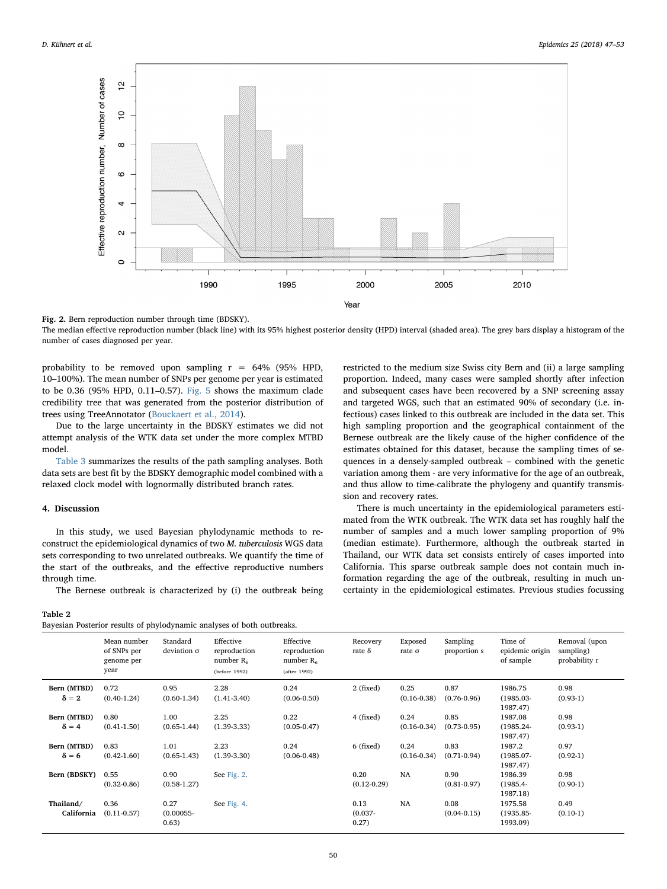Fig. 2. Bern reproduction number through time (BDSKY).
The median effective reproduction number (black line) with its 95% highest posterior density (HPD) interval (shaded area). The grey bars display a histogram of the number of cases diagnosed per year.

probability to be removed upon sampling r = 64% (95% HPD, 10–100%). The mean number of SNPs per genome per year is estimated to be 0.36 (95% HPD, 0.11–0.57). Fig. 5 shows the maximum clade credibility tree that was generated from the posterior distribution of trees using TreeAnnotator (Bouckaert et al., 2014).

Due to the large uncertainty in the BDSKY estimates we did not attempt analysis of the WTK data set under the more complex MTBD model.

Table 3 summarizes the results of the path sampling analyses. Both data sets are best fit by the BDSKY demographic model combined with a relaxed clock model with lognormally distributed branch rates.

## 4. Discussion

In this study, we used Bayesian phylodynamic methods to reconstruct the epidemiological dynamics of two *M. tuberculosis* WGS data sets corresponding to two unrelated outbreaks. We quantify the time of the start of the outbreaks, and the effective reproductive numbers through time.

The Bernese outbreak is characterized by (i) the outbreak being restricted to the medium size Swiss city Bern and (ii) a large sampling proportion. Indeed, many cases were sampled shortly after infection and subsequent cases have been recovered by a SNP screening assay and targeted WGS, such that an estimated 90% of secondary (i.e. infectious) cases linked to this outbreak are included in the data set. This high sampling proportion and the geographical containment of the Bernese outbreak are the likely cause of the higher confidence of the estimates obtained for this dataset, because the sampling times of sequences in a densely-sampled outbreak – combined with the genetic variation among them - are very informative for the age of an outbreak, and thus allow to time-calibrate the phylogeny and quantify transmission and recovery rates.

There is much uncertainty in the epidemiological parameters estimated from the WTK outbreak. The WTK data set has roughly half the number of samples and a much lower sampling proportion of 9% (median estimate). Furthermore, although the outbreak started in Thailand, our WTK data set consists entirely of cases imported into California. This sparse outbreak sample does not contain much information regarding the age of the outbreak, resulting in much uncertainty in the epidemiological estimates. Previous studies focussing

**Table 2**
Bayesian Posterior results of phylodynamic analyses of both outbreaks.

| | Mean number of SNPs per genome per year | Standard deviation σ | Effective reproduction number $R_e$ (before 1992) | Effective reproduction number $R_e$ (after 1992) | Recovery rate δ | Exposed rate σ | Sampling proportion s | Time of epidemic origin of sample | Removal (upon sampling) probability r |
|---|---|---|---|---|---|---|---|---|---|
| **Bern (MTBD) δ = 2** | 0.72 (0.40-1.24) | 0.95 (0.60-1.34) | 2.28 (1.41-3.40) | 0.24 (0.06-0.50) | 2 (fixed) | 0.25 (0.16-0.38) | 0.87 (0.76-0.96) | 1986.75 (1985.03-1987.47) | 0.98 (0.93-1) |
| **Bern (MTBD) δ = 4** | 0.80 (0.41-1.50) | 1.00 (0.65-1.44) | 2.25 (1.39-3.33) | 0.22 (0.05-0.47) | 4 (fixed) | 0.24 (0.16-0.34) | 0.85 (0.73-0.95) | 1987.08 (1985.24-1987.47) | 0.98 (0.93-1) |
| **Bern (MTBD) δ = 6** | 0.83 (0.42-1.60) | 1.01 (0.65-1.43) | 2.23 (1.39-3.30) | 0.24 (0.06-0.48) | 6 (fixed) | 0.24 (0.16-0.34) | 0.83 (0.71-0.94) | 1987.2 (1985.07-1987.47) | 0.97 (0.92-1) |
| **Bern (BDSKY)** | 0.55 (0.32-0.86) | 0.90 (0.58-1.27) | See Fig. 2. | | 0.20 (0.12-0.29) | NA | 0.90 (0.81-0.97) | 1986.39 (1985.4-1987.18) | 0.98 (0.90-1) |
| **Thailand/ California** | 0.36 (0.11-0.57) | 0.27 (0.00055-0.63) | See Fig. 4. | | 0.13 (0.037-0.27) | NA | 0.08 (0.04-0.15) | 1975.58 (1935.85-1993.09) | 0.49 (0.10-1) |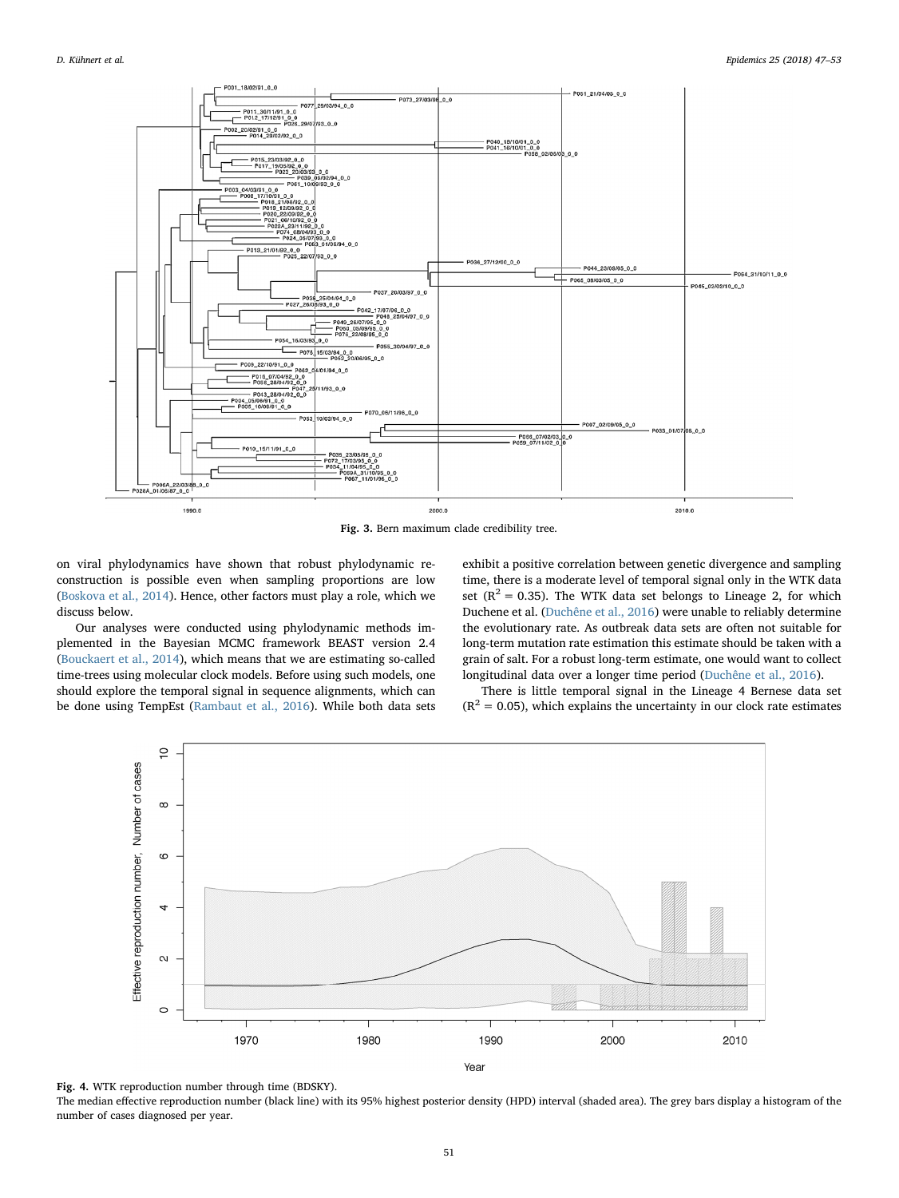Fig. 3. Bern maximum clade credibility tree.

on viral phylodynamics have shown that robust phylodynamic reconstruction is possible even when sampling proportions are low (Boskova et al., 2014). Hence, other factors must play a role, which we discuss below.

Our analyses were conducted using phylodynamic methods implemented in the Bayesian MCMC framework BEAST version 2.4 (Bouckaert et al., 2014), which means that we are estimating so-called time-trees using molecular clock models. Before using such models, one should explore the temporal signal in sequence alignments, which can be done using TempEst (Rambaut et al., 2016). While both data sets exhibit a positive correlation between genetic divergence and sampling time, there is a moderate level of temporal signal only in the WTK data set ($R^2 = 0.35$). The WTK data set belongs to Lineage 2, for which Duchene et al. (Duchêne et al., 2016) were unable to reliably determine the evolutionary rate. As outbreak data sets are often not suitable for long-term mutation rate estimation this estimate should be taken with a grain of salt. For a robust long-term estimate, one would want to collect longitudinal data over a longer time period (Duchêne et al., 2016).

There is little temporal signal in the Lineage 4 Bernese data set ($R^2 = 0.05$), which explains the uncertainty in our clock rate estimates

Fig. 4. WTK reproduction number through time (BDSKY).
The median effective reproduction number (black line) with its 95% highest posterior density (HPD) interval (shaded area). The grey bars display a histogram of the number of cases diagnosed per year.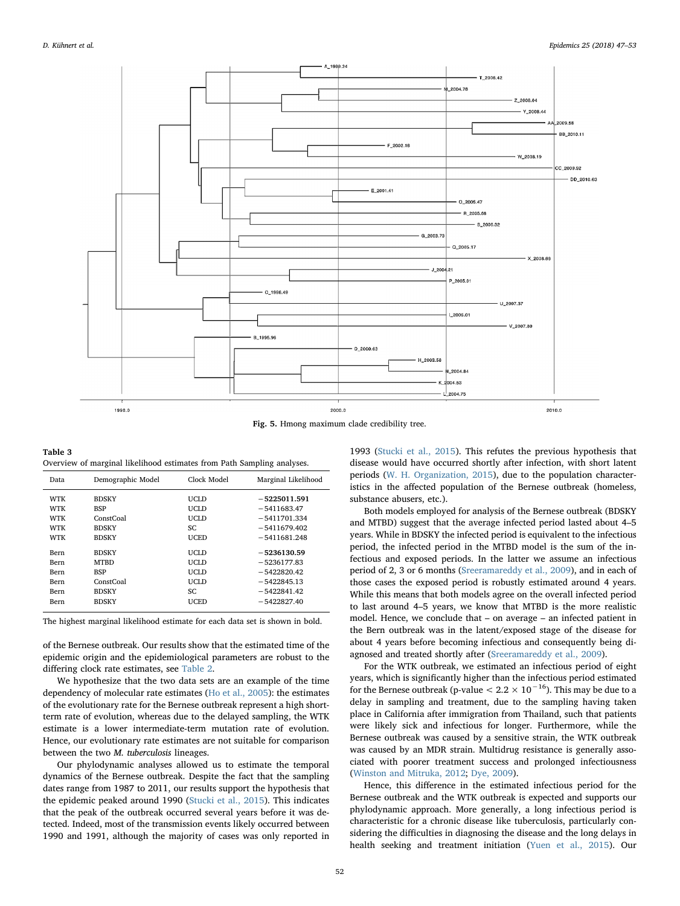Fig. 5. Hmong maximum clade credibility tree.

Table 3
Overview of marginal likelihood estimates from Path Sampling analyses.

| Data | Demographic Model | Clock Model | Marginal Likelihood |
|---|---|---|---|
| WTK | BDSKY | UCLD | **−5225011.591** |
| WTK | BSP | UCLD | −5411683.47 |
| WTK | ConstCoal | UCLD | −5411701.334 |
| WTK | BDSKY | SC | −5411679.402 |
| WTK | BDSKY | UCED | −5411681.248 |
| Bern | BDSKY | UCLD | **−5236130.59** |
| Bern | MTBD | UCLD | −5236177.83 |
| Bern | BSP | UCLD | −5422820.42 |
| Bern | ConstCoal | UCLD | −5422845.13 |
| Bern | BDSKY | SC | −5422841.42 |
| Bern | BDSKY | UCED | −5422827.40 |

The highest marginal likelihood estimate for each data set is shown in bold.

of the Bernese outbreak. Our results show that the estimated time of the epidemic origin and the epidemiological parameters are robust to the differing clock rate estimates, see Table 2.

We hypothesize that the two data sets are an example of the time dependency of molecular rate estimates (Ho et al., 2005): the estimates of the evolutionary rate for the Bernese outbreak represent a high short-term rate of evolution, whereas due to the delayed sampling, the WTK estimate is a lower intermediate-term mutation rate of evolution. Hence, our evolutionary rate estimates are not suitable for comparison between the two *M. tuberculosis* lineages.

Our phylodynamic analyses allowed us to estimate the temporal dynamics of the Bernese outbreak. Despite the fact that the sampling dates range from 1987 to 2011, our results support the hypothesis that the epidemic peaked around 1990 (Stucki et al., 2015). This indicates that the peak of the outbreak occurred several years before it was detected. Indeed, most of the transmission events likely occurred between 1990 and 1991, although the majority of cases was only reported in 1993 (Stucki et al., 2015). This refutes the previous hypothesis that disease would have occurred shortly after infection, with short latent periods (W. H. Organization, 2015), due to the population characteristics in the affected population of the Bernese outbreak (homeless, substance abusers, etc.).

Both models employed for analysis of the Bernese outbreak (BDSKY and MTBD) suggest that the average infected period lasted about 4–5 years. While in BDSKY the infected period is equivalent to the infectious period, the infected period in the MTBD model is the sum of the infectious and exposed periods. In the latter we assume an infectious period of 2, 3 or 6 months (Sreeramareddy et al., 2009), and in each of those cases the exposed period is robustly estimated around 4 years. While this means that both models agree on the overall infected period to last around 4–5 years, we know that MTBD is the more realistic model. Hence, we conclude that – on average – an infected patient in the Bern outbreak was in the latent/exposed stage of the disease for about 4 years before becoming infectious and consequently being diagnosed and treated shortly after (Sreeramareddy et al., 2009).

For the WTK outbreak, we estimated an infectious period of eight years, which is significantly higher than the infectious period estimated for the Bernese outbreak (p-value $< 2.2 \times 10^{-16}$). This may be due to a delay in sampling and treatment, due to the sampling having taken place in California after immigration from Thailand, such that patients were likely sick and infectious for longer. Furthermore, while the Bernese outbreak was caused by a sensitive strain, the WTK outbreak was caused by an MDR strain. Multidrug resistance is generally associated with poorer treatment success and prolonged infectiousness (Winston and Mitruka, 2012; Dye, 2009).

Hence, this difference in the estimated infectious period for the Bernese outbreak and the WTK outbreak is expected and supports our phylodynamic approach. More generally, a long infectious period is characteristic for a chronic disease like tuberculosis, particularly considering the difficulties in diagnosing the disease and the long delays in health seeking and treatment initiation (Yuen et al., 2015). Our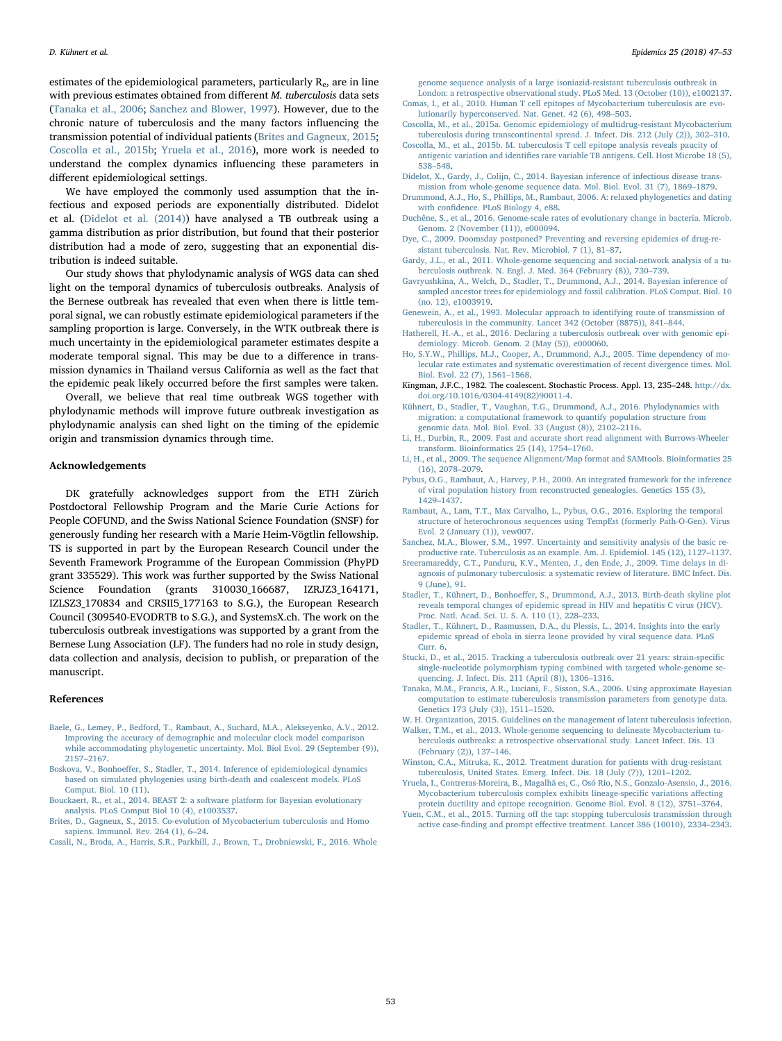estimates of the epidemiological parameters, particularly $R_e$, are in line with previous estimates obtained from different *M. tuberculosis* data sets (Tanaka et al., 2006; Sanchez and Blower, 1997). However, due to the chronic nature of tuberculosis and the many factors influencing the transmission potential of individual patients (Brites and Gagneux, 2015; Coscolla et al., 2015b; Yruela et al., 2016), more work is needed to understand the complex dynamics influencing these parameters in different epidemiological settings.

We have employed the commonly used assumption that the infectious and exposed periods are exponentially distributed. Didelot et al. (Didelot et al. (2014)) have analysed a TB outbreak using a gamma distribution as prior distribution, but found that their posterior distribution had a mode of zero, suggesting that an exponential distribution is indeed suitable.

Our study shows that phylodynamic analysis of WGS data can shed light on the temporal dynamics of tuberculosis outbreaks. Analysis of the Bernese outbreak has revealed that even when there is little temporal signal, we can robustly estimate epidemiological parameters if the sampling proportion is large. Conversely, in the WTK outbreak there is much uncertainty in the epidemiological parameter estimates despite a moderate temporal signal. This may be due to a difference in transmission dynamics in Thailand versus California as well as the fact that the epidemic peak likely occurred before the first samples were taken.

Overall, we believe that real time outbreak WGS together with phylodynamic methods will improve future outbreak investigation as phylodynamic analysis can shed light on the timing of the epidemic origin and transmission dynamics through time.

## Acknowledgements

DK gratefully acknowledges support from the ETH Zürich Postdoctoral Fellowship Program and the Marie Curie Actions for People COFUND, and the Swiss National Science Foundation (SNSF) for generously funding her research with a Marie Heim-Vögtlin fellowship. TS is supported in part by the European Research Council under the Seventh Framework Programme of the European Commission (PhyPD grant 335529). This work was further supported by the Swiss National Science Foundation (grants 310030_166687, IZRJZ3_164171, IZLSZ3_170834 and CRSII5_177163 to S.G.), the European Research Council (309540-EVODRTB to S.G.), and SystemsX.ch. The work on the tuberculosis outbreak investigations was supported by a grant from the Bernese Lung Association (LF). The funders had no role in study design, data collection and analysis, decision to publish, or preparation of the manuscript.

## References

Baele, G., Lemey, P., Bedford, T., Rambaut, A., Suchard, M.A., Alekseyenko, A.V., 2012. Improving the accuracy of demographic and molecular clock model comparison while accommodating phylogenetic uncertainty. Mol. Biol Evol. 29 (September (9)), 2157–2167.

Boskova, V., Bonhoeffer, S., Stadler, T., 2014. Inference of epidemiological dynamics based on simulated phylogenies using birth-death and coalescent models. PLoS Comput. Biol. 10 (11).

Bouckaert, R., et al., 2014. BEAST 2: a software platform for Bayesian evolutionary analysis. PLoS Comput Biol 10 (4), e1003537.

Brites, D., Gagneux, S., 2015. Co-evolution of Mycobacterium tuberculosis and Homo sapiens. Immunol. Rev. 264 (1), 6–24.

Casali, N., Broda, A., Harris, S.R., Parkhill, J., Brown, T., Drobniewski, F., 2016. Whole genome sequence analysis of a large isoniazid-resistant tuberculosis outbreak in London: a retrospective observational study. PLoS Med. 13 (October (10)), e1002137.

Comas, I., et al., 2010. Human T cell epitopes of Mycobacterium tuberculosis are evolutionarily hyperconserved. Nat. Genet. 42 (6), 498–503.

Coscolla, M., et al., 2015a. Genomic epidemiology of multidrug-resistant Mycobacterium tuberculosis during transcontinental spread. J. Infect. Dis. 212 (July (2)), 302–310.

Coscolla, M., et al., 2015b. M. tuberculosis T cell epitope analysis reveals paucity of antigenic variation and identifies rare variable TB antigens. Cell. Host Microbe 18 (5), 538–548.

Didelot, X., Gardy, J., Colijn, C., 2014. Bayesian inference of infectious disease transmission from whole-genome sequence data. Mol. Biol. Evol. 31 (7), 1869–1879.

Drummond, A.J., Ho, S., Phillips, M., Rambaut, A., 2006. A: relaxed phylogenetics and dating with confidence. PLoS Biology 4, e88.

Duchêne, S., et al., 2016. Genome-scale rates of evolutionary change in bacteria. Microb. Genom. 2 (November (11)), e000094.

Dye, C., 2009. Doomsday postponed? Preventing and reversing epidemics of drug-resistant tuberculosis. Nat. Rev. Microbiol. 7 (1), 81–87.

Gardy, J.L., et al., 2011. Whole-genome sequencing and social-network analysis of a tuberculosis outbreak. N. Engl. J. Med. 364 (February (8)), 730–739.

Gavryushkina, A., Welch, D., Stadler, T., Drummond, A.J., 2014. Bayesian inference of sampled ancestor trees for epidemiology and fossil calibration. PLoS Comput. Biol. 10 (no. 12), e1003919.

Genewein, A., et al., 1993. Molecular approach to identifying route of transmission of tuberculosis in the community. Lancet 342 (October (8875)), 841–844.

Hatherell, H.-A., et al., 2016. Declaring a tuberculosis outbreak over with genomic epidemiology. Microb. Genom. 2 (May (5)), e000060.

Ho, S.Y.W., Phillips, M.J., Cooper, A., Drummond, A.J., 2005. Time dependency of molecular rate estimates and systematic overestimation of recent divergence times. Mol. Biol. Evol. 22 (7), 1561–1568.

Kingman, J.F.C., 1982. The coalescent. Stochastic Process. Appl. 13, 235–248. http://dx.doi.org/10.1016/0304-4149(82)90011-4.

Kühnert, D., Stadler, T., Vaughan, T.G., Drummond, A.J., 2016. Phylodynamics with migration: a computational framework to quantify population structure from genomic data. Mol. Biol. Evol. 33 (August (8)), 2102–2116.

Li, H., Durbin, R., 2009. Fast and accurate short read alignment with Burrows-Wheeler transform. Bioinformatics 25 (14), 1754–1760.

Li, H., et al., 2009. The sequence Alignment/Map format and SAMtools. Bioinformatics 25 (16), 2078–2079.

Pybus, O.G., Rambaut, A., Harvey, P.H., 2000. An integrated framework for the inference of viral population history from reconstructed genealogies. Genetics 155 (3), 1429–1437.

Rambaut, A., Lam, T.T., Max Carvalho, L., Pybus, O.G., 2016. Exploring the temporal structure of heterochronous sequences using TempEst (formerly Path-O-Gen). Virus Evol. 2 (January (1)), vew007.

Sanchez, M.A., Blower, S.M., 1997. Uncertainty and sensitivity analysis of the basic reproductive rate. Tuberculosis as an example. Am. J. Epidemiol. 145 (12), 1127–1137.

Sreeramareddy, C.T., Panduru, K.V., Menten, J., den Ende, J., 2009. Time delays in diagnosis of pulmonary tuberculosis: a systematic review of literature. BMC Infect. Dis. 9 (June), 91.

Stadler, T., Kühnert, D., Bonhoeffer, S., Drummond, A.J., 2013. Birth-death skyline plot reveals temporal changes of epidemic spread in HIV and hepatitis C virus (HCV). Proc. Natl. Acad. Sci. U. S. A. 110 (1), 228–233.

Stadler, T., Kühnert, D., Rasmussen, D.A., du Plessis, L., 2014. Insights into the early epidemic spread of ebola in sierra leone provided by viral sequence data. PLoS Curr. 6.

Stucki, D., et al., 2015. Tracking a tuberculosis outbreak over 21 years: strain-specific single-nucleotide polymorphism typing combined with targeted whole-genome sequencing. J. Infect. Dis. 211 (April (8)), 1306–1316.

Tanaka, M.M., Francis, A.R., Luciani, F., Sisson, S.A., 2006. Using approximate Bayesian computation to estimate tuberculosis transmission parameters from genotype data. Genetics 173 (July (3)), 1511–1520.

W. H. Organization, 2015. Guidelines on the management of latent tuberculosis infection.

Walker, T.M., et al., 2013. Whole-genome sequencing to delineate Mycobacterium tuberculosis outbreaks: a retrospective observational study. Lancet Infect. Dis. 13 (February (2)), 137–146.

Winston, C.A., Mitruka, K., 2012. Treatment duration for patients with drug-resistant tuberculosis, United States. Emerg. Infect. Dis. 18 (July (7)), 1201–1202.

Yruela, I., Contreras-Moreira, B., Magalhães, C., Osó Rio, N.S., Gonzalo-Asensio, J., 2016. Mycobacterium tuberculosis complex exhibits lineage-specific variations affecting protein ductility and epitope recognition. Genome Biol. Evol. 8 (12), 3751–3764.

Yuen, C.M., et al., 2015. Turning off the tap: stopping tuberculosis transmission through active case-finding and prompt effective treatment. Lancet 386 (10010), 2334–2343.